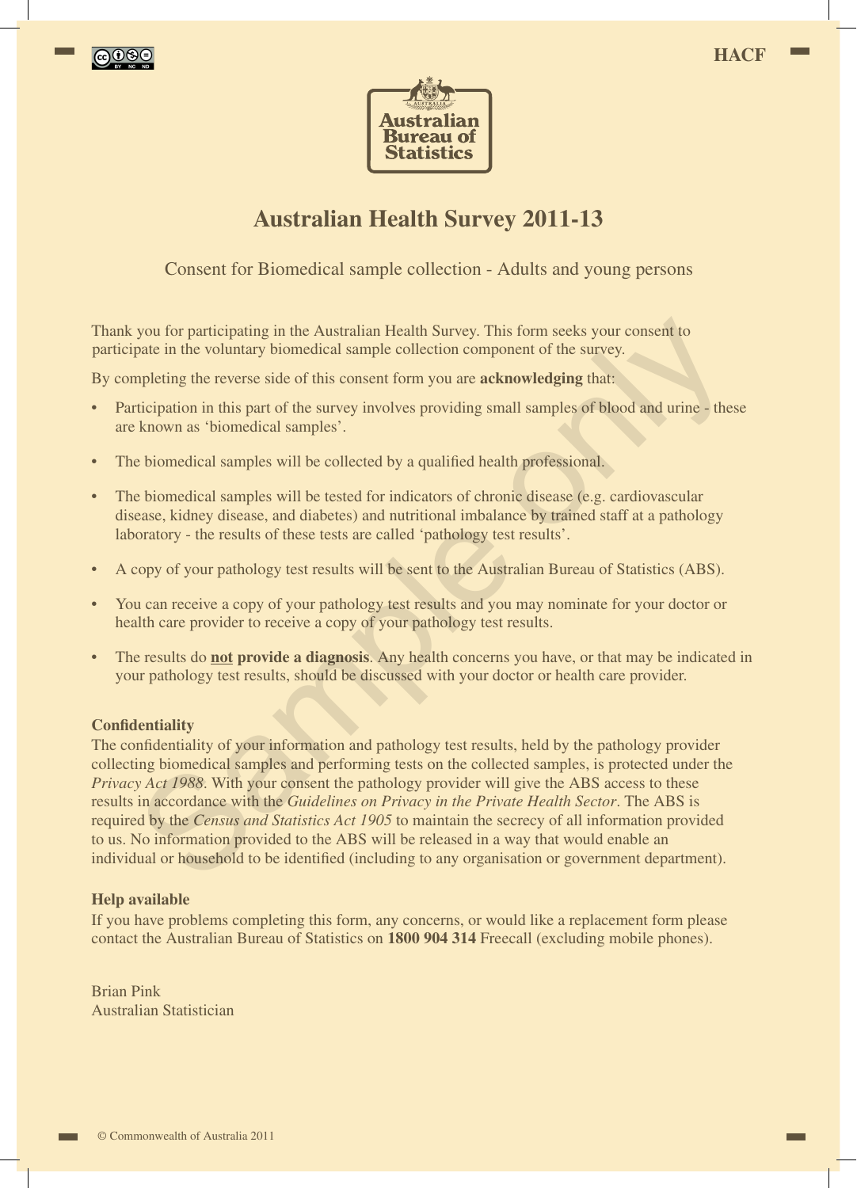HACF

Australian Bureau of Statistics

# Australian Health Survey 2011-13

Consent for Biomedical sample collection - Adults and young persons

Thank you for participating in the Australian Health Survey. This form seeks your consent to participate in the voluntary biomedical sample collection component of the survey.

By completing the reverse side of this consent form you are **acknowledging** that:

- Participation in this part of the survey involves providing small samples of blood and urine - these are known as 'biomedical samples'.
- The biomedical samples will be collected by a qualified health professional.
- The biomedical samples will be tested for indicators of chronic disease (e.g. cardiovascular disease, kidney disease, and diabetes) and nutritional imbalance by trained staff at a pathology laboratory - the results of these tests are called 'pathology test results'.
- A copy of your pathology test results will be sent to the Australian Bureau of Statistics (ABS).
- You can receive a copy of your pathology test results and you may nominate for your doctor or health care provider to receive a copy of your pathology test results.
- The results do **not provide a diagnosis**. Any health concerns you have, or that may be indicated in your pathology test results, should be discussed with your doctor or health care provider.

**Confidentiality**

The confidentiality of your information and pathology test results, held by the pathology provider collecting biomedical samples and performing tests on the collected samples, is protected under the *Privacy Act 1988*. With your consent the pathology provider will give the ABS access to these results in accordance with the *Guidelines on Privacy in the Private Health Sector*. The ABS is required by the *Census and Statistics Act 1905* to maintain the secrecy of all information provided to us. No information provided to the ABS will be released in a way that would enable an individual or household to be identified (including to any organisation or government department).

**Help available**

If you have problems completing this form, any concerns, or would like a replacement form please contact the Australian Bureau of Statistics on **1800 904 314** Freecall (excluding mobile phones).

Brian Pink
Australian Statistician

© Commonwealth of Australia 2011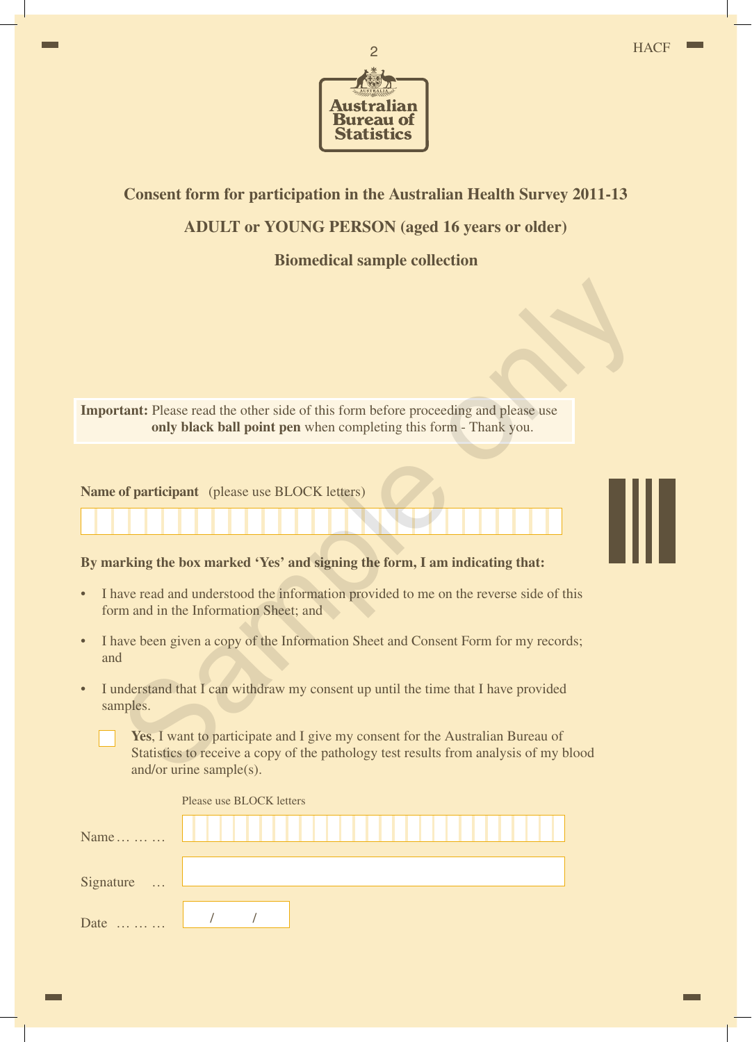# Consent form for participation in the Australian Health Survey 2011-13

## ADULT or YOUNG PERSON (aged 16 years or older)

### Biomedical sample collection

**Important:** Please read the other side of this form before proceeding and please use **only black ball point pen** when completing this form - Thank you.

**Name of participant** (please use BLOCK letters)

**By marking the box marked 'Yes' and signing the form, I am indicating that:**

- I have read and understood the information provided to me on the reverse side of this form and in the Information Sheet; and
- I have been given a copy of the Information Sheet and Consent Form for my records; and
- I understand that I can withdraw my consent up until the time that I have provided samples.

☐ **Yes**, I want to participate and I give my consent for the Australian Bureau of Statistics to receive a copy of the pathology test results from analysis of my blood and/or urine sample(s).

Please use BLOCK letters

Name … … …

Signature …

Date … … … / /

Sample only